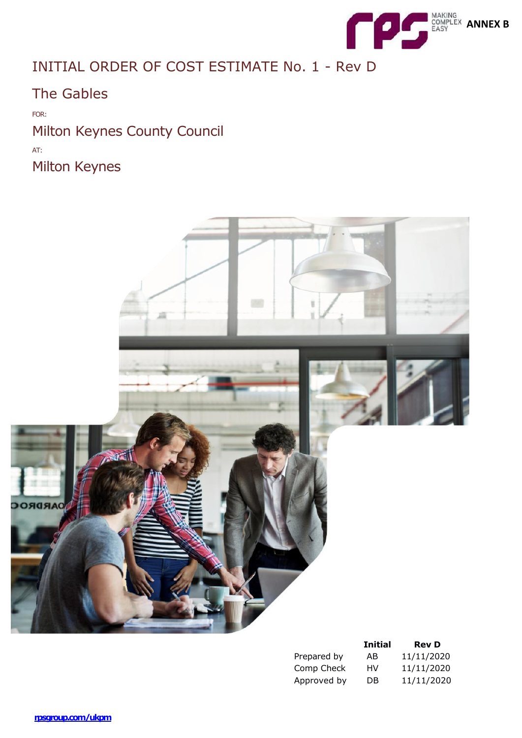ANNEX B

# INITIAL ORDER OF COST ESTIMATE No. 1 - Rev D

## The Gables

FOR:

## Milton Keynes County Council

AT:

## Milton Keynes

| | Initial | Rev D |
|---|---|---|
| Prepared by | AB | 11/11/2020 |
| Comp Check | HV | 11/11/2020 |
| Approved by | DB | 11/11/2020 |

rpsgroup.com/ukpm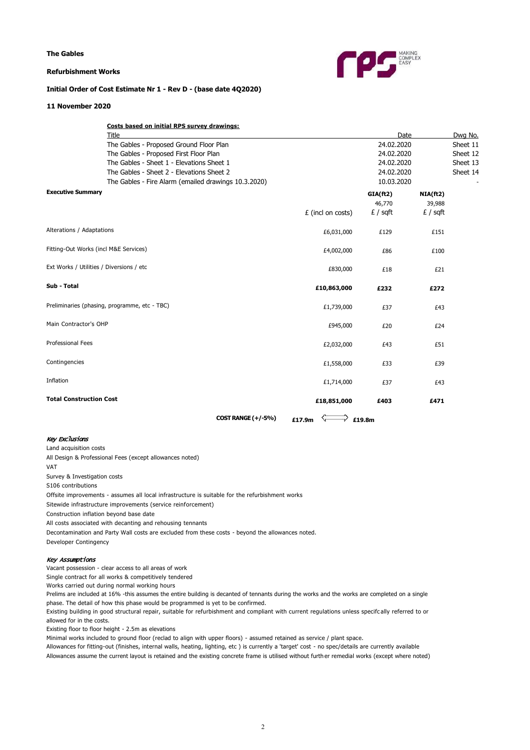**The Gables**

**Refurbishment Works**

**Initial Order of Cost Estimate Nr 1 - Rev D - (base date 4Q2020)**

**11 November 2020**

**Costs based on initial RPS survey drawings:**

| Title | Date | Dwg No. |
|---|---|---|
| The Gables - Proposed Ground Floor Plan | 24.02.2020 | Sheet 11 |
| The Gables - Proposed First Floor Plan | 24.02.2020 | Sheet 12 |
| The Gables - Sheet 1 - Elevations Sheet 1 | 24.02.2020 | Sheet 13 |
| The Gables - Sheet 2 - Elevations Sheet 2 | 24.02.2020 | Sheet 14 |
| The Gables - Fire Alarm (emailed drawings 10.3.2020) | 10.03.2020 | - |

**Executive Summary**

| | £ (incl on costs) | GIA(ft2) 46,770 £ / sqft | NIA(ft2) 39,988 £ / sqft |
|---|---|---|---|
| Alterations / Adaptations | £6,031,000 | £129 | £151 |
| Fitting-Out Works (incl M&E Services) | £4,002,000 | £86 | £100 |
| Ext Works / Utilities / Diversions / etc | £830,000 | £18 | £21 |
| **Sub - Total** | **£10,863,000** | **£232** | **£272** |
| Preliminaries (phasing, programme, etc - TBC) | £1,739,000 | £37 | £43 |
| Main Contractor's OHP | £945,000 | £20 | £24 |
| Professional Fees | £2,032,000 | £43 | £51 |
| Contingencies | £1,558,000 | £33 | £39 |
| Inflation | £1,714,000 | £37 | £43 |
| **Total Construction Cost** | **£18,851,000** | **£403** | **£471** |

**COST RANGE (+/-5%)** **£17.9m** ⟺ **£19.8m**

***Key Exclusions***

Land acquisition costs
All Design & Professional Fees (except allowances noted)
VAT
Survey & Investigation costs
S106 contributions
Offsite improvements - assumes all local infrastructure is suitable for the refurbishment works
Sitewide infrastructure improvements (service reinforcement)
Construction inflation beyond base date
All costs associated with decanting and rehousing tennants
Decontamination and Party Wall costs are excluded from these costs - beyond the allowances noted.
Developer Contingency

***Key Assumptions***

Vacant possession - clear access to all areas of work
Single contract for all works & competitively tendered
Works carried out during normal working hours
Prelims are included at 16% -this assumes the entire building is decanted of tennants during the works and the works are completed on a single phase. The detail of how this phase would be programmed is yet to be confirmed.
Existing building in good structural repair, suitable for refurbishment and compliant with current regulations unless specifcally referred to or allowed for in the costs.
Existing floor to floor height - 2.5m as elevations
Minimal works included to ground floor (reclad to align with upper floors) - assumed retained as service / plant space.
Allowances for fitting-out (finishes, internal walls, heating, lighting, etc ) is currently a 'target' cost - no spec/details are currently available
Allowances assume the current layout is retained and the existing concrete frame is utilised without further remedial works (except where noted)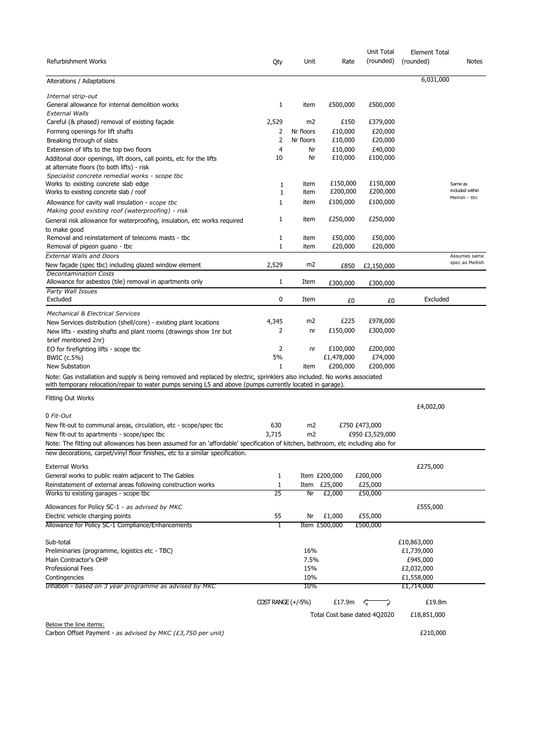| Refurbishment Works | Qty | Unit | Rate | Unit Total (rounded) | Element Total (rounded) | Notes |
|---|---|---|---|---|---|---|
| Alterations / Adaptations | | | | | 6,031,000 | |
| *Internal strip-out* | | | | | | |
| General allowance for internal demolition works | 1 | item | £500,000 | £500,000 | | |
| *External Walls* | | | | | | |
| Careful (& phased) removal of existing façade | 2,529 | m2 | £150 | £379,000 | | |
| Forming openings for lift shafts | 2 | Nr floors | £10,000 | £20,000 | | |
| Breaking through of slabs | 2 | Nr floors | £10,000 | £20,000 | | |
| Extension of lifts to the top two floors | 4 | Nr | £10,000 | £40,000 | | |
| Additonal door openings, lift doors, call points, etc for the lifts at alternate floors (to both lifts) - risk | 10 | Nr | £10,000 | £100,000 | | |
| *Specialist concrete remedial works - scope tbc* | | | | | | |
| Works to existing concrete slab edge | 1 | item | £150,000 | £150,000 | | Same as included within Mellish - tbc |
| Works to existing concrete slab / roof | 1 | item | £200,000 | £200,000 | | |
| Allowance for cavity wall insulation - *scope tbc* | 1 | item | £100,000 | £100,000 | | |
| *Making good existing roof (waterproofing) - risk* | | | | | | |
| General risk allowance for waterproofing, insulation, etc works required to make good | 1 | item | £250,000 | £250,000 | | |
| Removal and reinstatement of telecoms masts - tbc | 1 | item | £50,000 | £50,000 | | |
| Removal of pigeon guano - tbc | 1 | item | £20,000 | £20,000 | | |
| *External Walls and Doors* | | | | | | Assumes same spec as Mellish |
| New façade (spec tbc) including glazed window element | 2,529 | m2 | £850 | £2,150,000 | | |
| *Decontamination Costs* | | | | | | |
| Allowance for asbestos (tile) removal in apartments only | 1 | Item | £300,000 | £300,000 | | |
| *Party Wall Issues* | | | | | | |
| Excluded | 0 | Item | £0 | £0 | Excluded | |
| *Mechanical & Electrical Services* | | | | | | |
| New Services distribution (shell/core) - existing plant locations | 4,345 | m2 | £225 | £978,000 | | |
| New lifts - existing shafts and plant rooms (drawings show 1nr but brief mentioned 2nr) | 2 | nr | £150,000 | £300,000 | | |
| EO for firefighting lifts - scope tbc | 2 | nr | £100,000 | £200,000 | | |
| BWIC (c.5%) | 5% | | £1,478,000 | £74,000 | | |
| New Substation | 1 | item | £200,000 | £200,000 | | |

Note: Gas installation and supply is being removed and replaced by electric, sprinklers also included. No works associated with temporary relocation/repair to water pumps serving L5 and above (pumps currently located in garage).

| Fitting Out Works | Qty | Unit | Rate | Unit Total (rounded) | Element Total (rounded) | Notes |
|---|---|---|---|---|---|---|
| Fitting Out Works | | | | | £4,002,00 | |
| 0 *Fit-Out* | | | | | | |
| New fit-out to communal areas, circulation, etc - scope/spec tbc | 630 | m2 | £750 | £473,000 | | |
| New fit-out to apartments - scope/spec tbc | 3,715 | m2 | £950 | £3,529,000 | | |

Note: The fitting out allowances has been assumed for an 'affordable' specification of kitchen, bathroom, etc including also for new decorations, carpet/vinyl floor finishes, etc to a similar specification.

| External Works | Qty | Unit | Rate | Unit Total (rounded) | Element Total (rounded) | Notes |
|---|---|---|---|---|---|---|
| External Works | | | | | £275,000 | |
| General works to public realm adjacent to The Gables | 1 | Item | £200,000 | £200,000 | | |
| Reinstatement of external areas following construction works | 1 | Item | £25,000 | £25,000 | | |
| Works to existing garages - scope tbc | 25 | Nr | £2,000 | £50,000 | | |
| Allowances for Policy SC-1 - *as advised by MKC* | | | | | £555,000 | |
| Electric vehicle charging points | 55 | Nr | £1,000 | £55,000 | | |
| Allowance for Policy SC-1 Compliance/Enhancements | 1 | Item | £500,000 | £500,000 | | |

| | | |
|---|---|---|
| Sub-total | | £10,863,000 |
| Preliminaries (programme, logistics etc - TBC) | 16% | £1,739,000 |
| Main Contractor's OHP | 7.5% | £945,000 |
| Professional Fees | 15% | £2,032,000 |
| Contingencies | 10% | £1,558,000 |
| Inflation - *based on 3 year programme as advised by MKC* | 10% | £1,714,000 |

COST RANGE (+/-5%) £17.9m ⟷ £19.8m

Total Cost base dated 4Q2020 £18,851,000

Below the line items:

Carbon Offset Payment - *as advised by MKC (£3,750 per unit)* £210,000